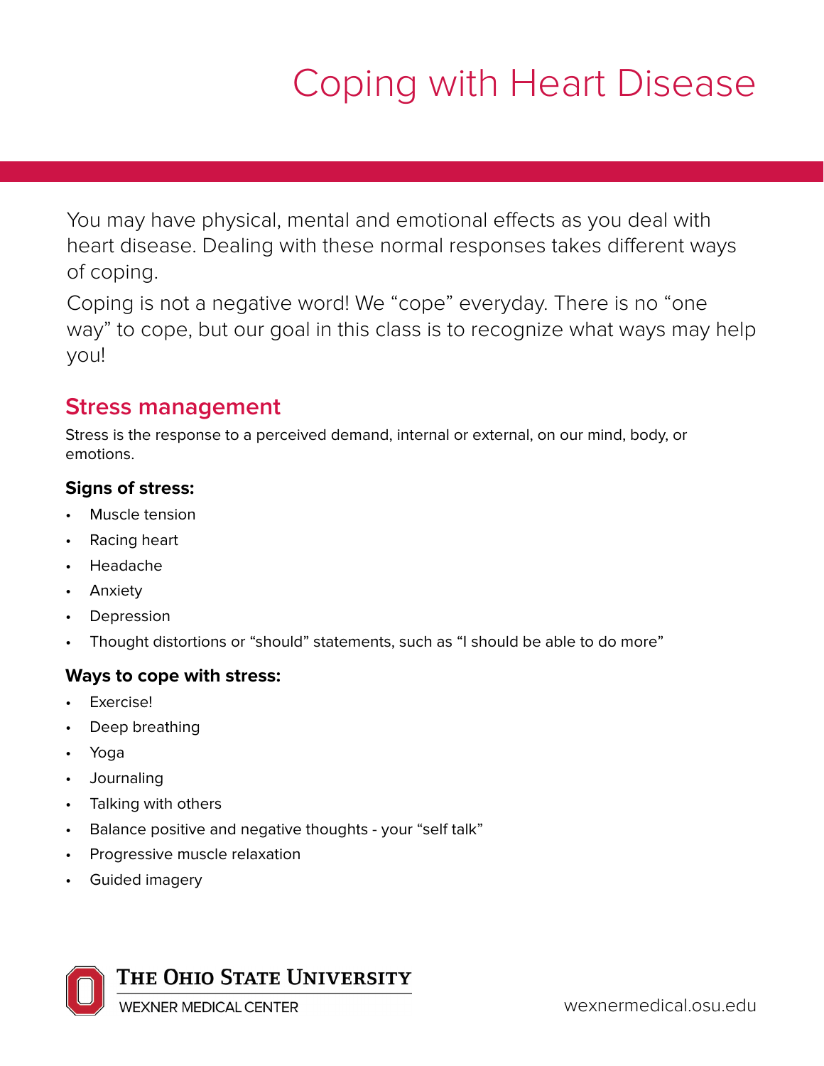# Coping with Heart Disease

You may have physical, mental and emotional effects as you deal with heart disease. Dealing with these normal responses takes different ways of coping.

Coping is not a negative word! We "cope" everyday. There is no "one way" to cope, but our goal in this class is to recognize what ways may help you!

## Stress management

Stress is the response to a perceived demand, internal or external, on our mind, body, or emotions.

**Signs of stress:**

- Muscle tension
- Racing heart
- Headache
- Anxiety
- Depression
- Thought distortions or "should" statements, such as "I should be able to do more"

**Ways to cope with stress:**

- Exercise!
- Deep breathing
- Yoga
- Journaling
- Talking with others
- Balance positive and negative thoughts - your "self talk"
- Progressive muscle relaxation
- Guided imagery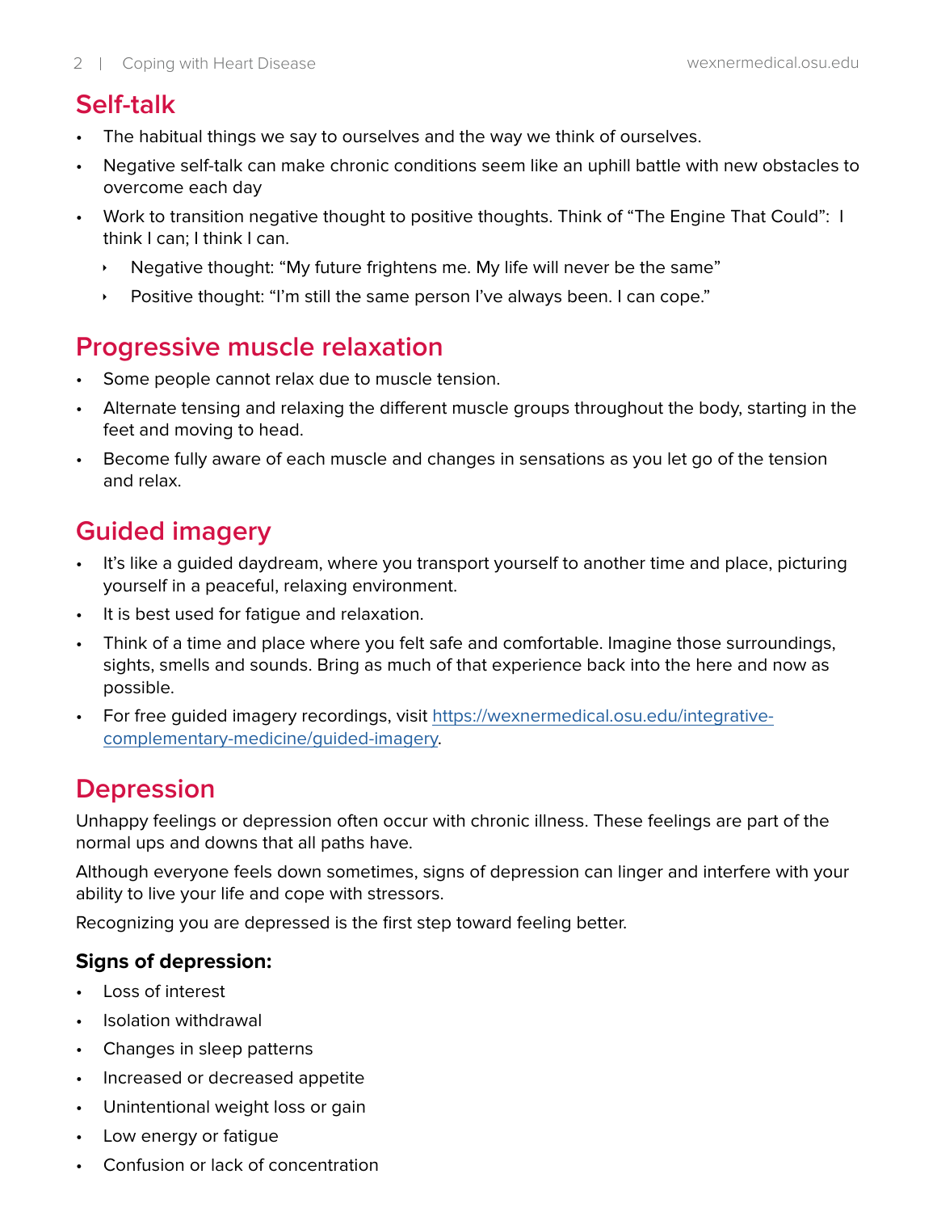## Self-talk

- The habitual things we say to ourselves and the way we think of ourselves.
- Negative self-talk can make chronic conditions seem like an uphill battle with new obstacles to overcome each day
- Work to transition negative thought to positive thoughts. Think of "The Engine That Could": I think I can; I think I can.
  - Negative thought: "My future frightens me. My life will never be the same"
  - Positive thought: "I'm still the same person I've always been. I can cope."

## Progressive muscle relaxation

- Some people cannot relax due to muscle tension.
- Alternate tensing and relaxing the different muscle groups throughout the body, starting in the feet and moving to head.
- Become fully aware of each muscle and changes in sensations as you let go of the tension and relax.

## Guided imagery

- It's like a guided daydream, where you transport yourself to another time and place, picturing yourself in a peaceful, relaxing environment.
- It is best used for fatigue and relaxation.
- Think of a time and place where you felt safe and comfortable. Imagine those surroundings, sights, smells and sounds. Bring as much of that experience back into the here and now as possible.
- For free guided imagery recordings, visit [https://wexnermedical.osu.edu/integrative-complementary-medicine/guided-imagery](https://wexnermedical.osu.edu/integrative-complementary-medicine/guided-imagery).

## Depression

Unhappy feelings or depression often occur with chronic illness. These feelings are part of the normal ups and downs that all paths have.

Although everyone feels down sometimes, signs of depression can linger and interfere with your ability to live your life and cope with stressors.

Recognizing you are depressed is the first step toward feeling better.

### Signs of depression:

- Loss of interest
- Isolation withdrawal
- Changes in sleep patterns
- Increased or decreased appetite
- Unintentional weight loss or gain
- Low energy or fatigue
- Confusion or lack of concentration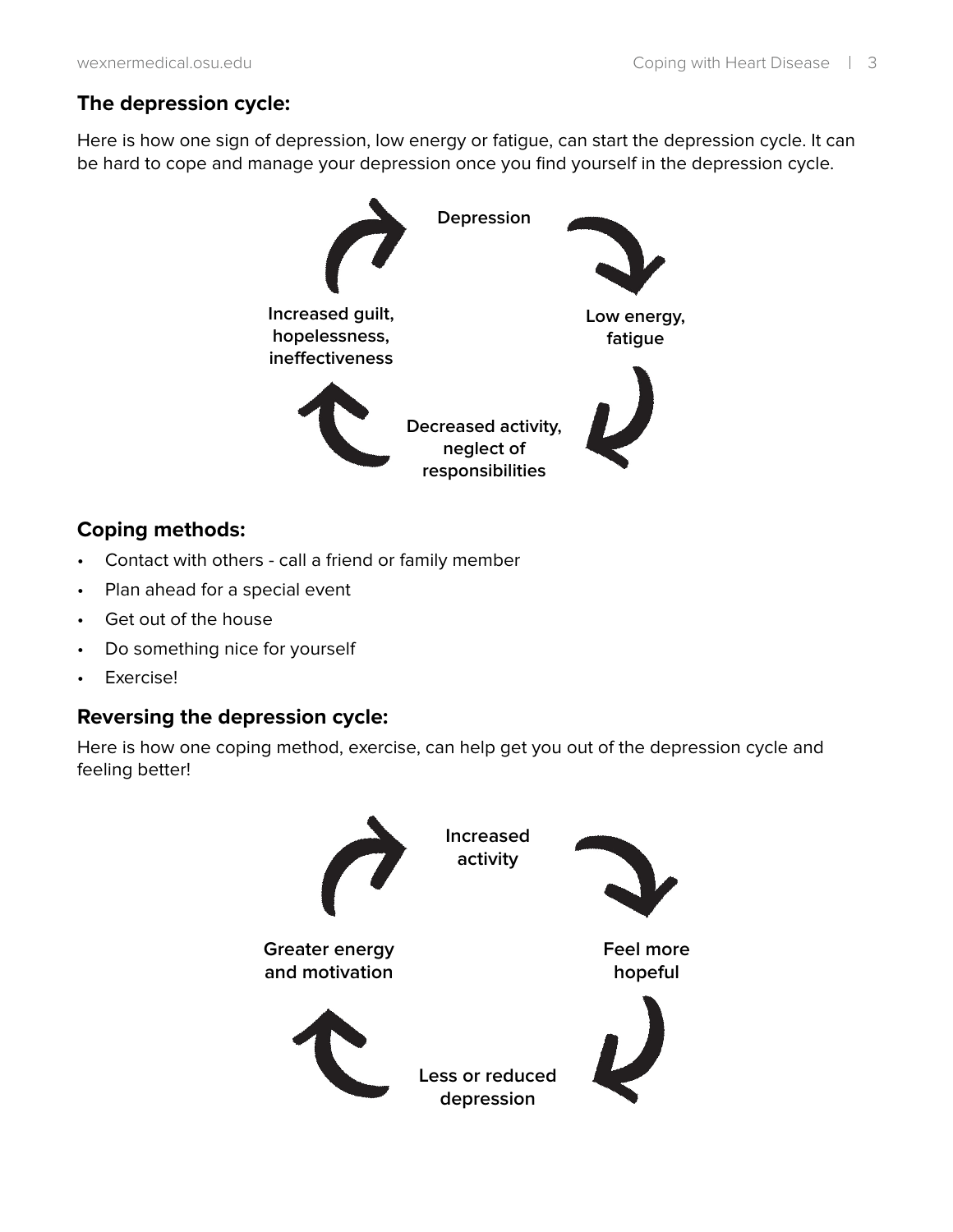### The depression cycle:

Here is how one sign of depression, low energy or fatigue, can start the depression cycle. It can be hard to cope and manage your depression once you find yourself in the depression cycle.

Depression

Low energy, fatigue

Decreased activity, neglect of responsibilities

Increased guilt, hopelessness, ineffectiveness

### Coping methods:

- Contact with others - call a friend or family member
- Plan ahead for a special event
- Get out of the house
- Do something nice for yourself
- Exercise!

### Reversing the depression cycle:

Here is how one coping method, exercise, can help get you out of the depression cycle and feeling better!

Increased activity

Feel more hopeful

Less or reduced depression

Greater energy and motivation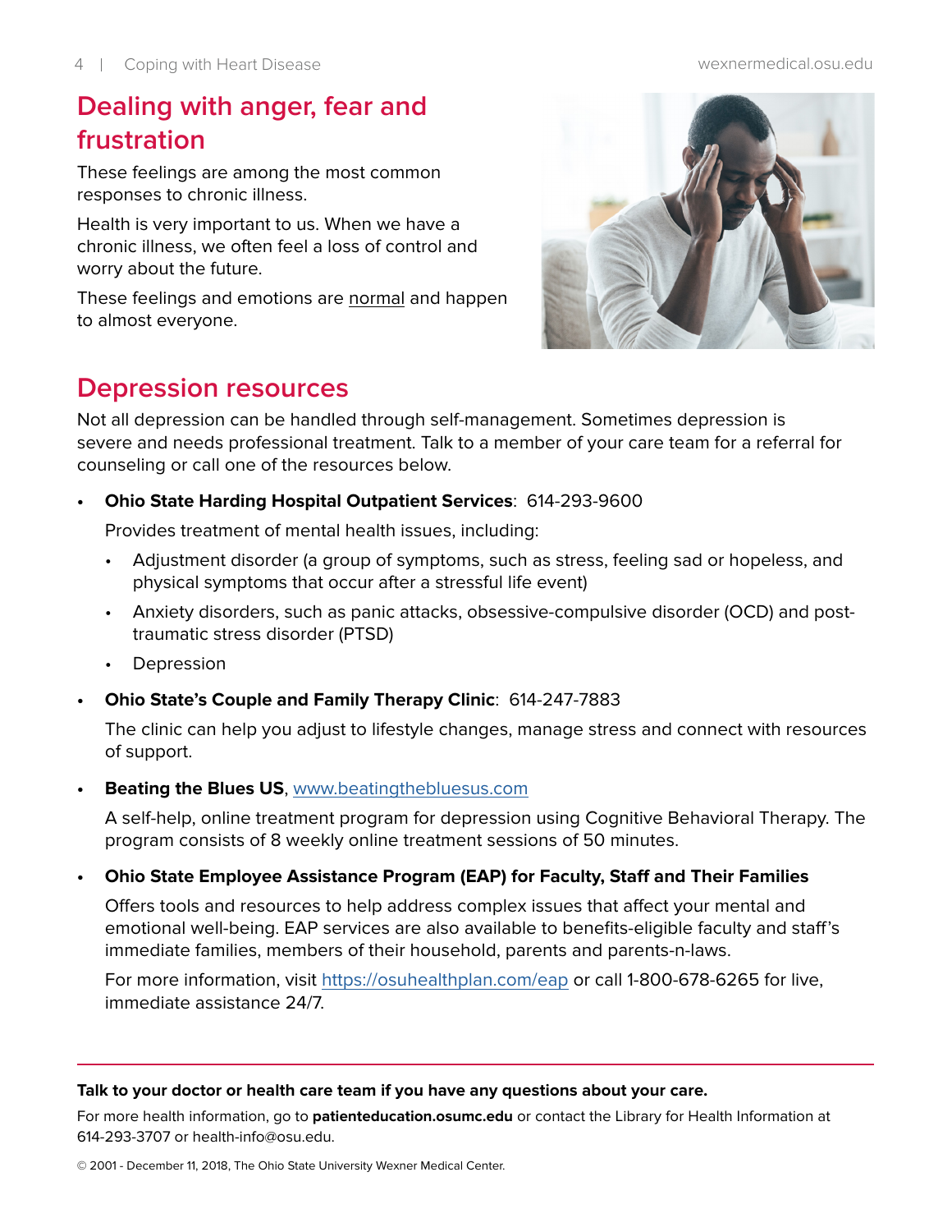## Dealing with anger, fear and frustration

These feelings are among the most common responses to chronic illness.

Health is very important to us. When we have a chronic illness, we often feel a loss of control and worry about the future.

These feelings and emotions are <u>normal</u> and happen to almost everyone.

## Depression resources

Not all depression can be handled through self-management. Sometimes depression is severe and needs professional treatment. Talk to a member of your care team for a referral for counseling or call one of the resources below.

- **Ohio State Harding Hospital Outpatient Services**: 614-293-9600

  Provides treatment of mental health issues, including:

  - Adjustment disorder (a group of symptoms, such as stress, feeling sad or hopeless, and physical symptoms that occur after a stressful life event)
  - Anxiety disorders, such as panic attacks, obsessive-compulsive disorder (OCD) and post-traumatic stress disorder (PTSD)
  - Depression

- **Ohio State's Couple and Family Therapy Clinic**: 614-247-7883

  The clinic can help you adjust to lifestyle changes, manage stress and connect with resources of support.

- **Beating the Blues US**, [www.beatingthebluesus.com](www.beatingthebluesus.com)

  A self-help, online treatment program for depression using Cognitive Behavioral Therapy. The program consists of 8 weekly online treatment sessions of 50 minutes.

- **Ohio State Employee Assistance Program (EAP) for Faculty, Staff and Their Families**

  Offers tools and resources to help address complex issues that affect your mental and emotional well-being. EAP services are also available to benefits-eligible faculty and staff's immediate families, members of their household, parents and parents-n-laws.

  For more information, visit [https://osuhealthplan.com/eap](https://osuhealthplan.com/eap) or call 1-800-678-6265 for live, immediate assistance 24/7.

---

**Talk to your doctor or health care team if you have any questions about your care.**

For more health information, go to **patienteducation.osumc.edu** or contact the Library for Health Information at 614-293-3707 or health-info@osu.edu.

© 2001 - December 11, 2018, The Ohio State University Wexner Medical Center.